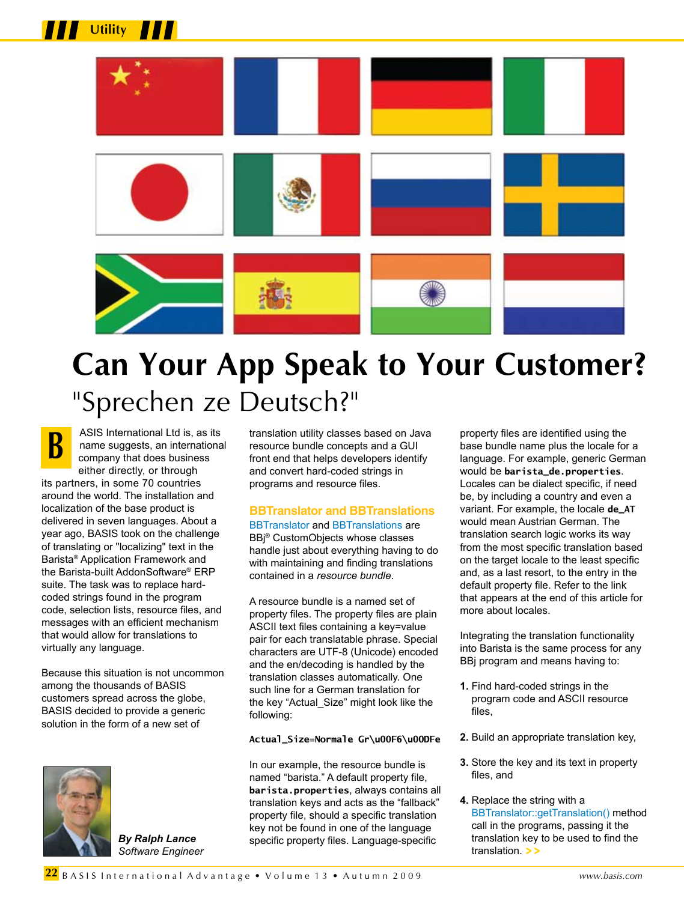# Can Your App Speak to Your Customer?

## "Sprechen ze Deutsch?"

BASIS International Ltd is, as its name suggests, an international company that does business either directly, or through its partners, in some 70 countries around the world. The installation and localization of the base product is delivered in seven languages. About a year ago, BASIS took on the challenge of translating or "localizing" text in the Barista® Application Framework and the Barista-built AddonSoftware® ERP suite. The task was to replace hard-coded strings found in the program code, selection lists, resource files, and messages with an efficient mechanism that would allow for translations to virtually any language.

Because this situation is not uncommon among the thousands of BASIS customers spread across the globe, BASIS decided to provide a generic solution in the form of a new set of translation utility classes based on Java resource bundle concepts and a GUI front end that helps developers identify and convert hard-coded strings in programs and resource files.

***By Ralph Lance***
*Software Engineer*

### BBTranslator and BBTranslations

BBTranslator and BBTranslations are BBj® CustomObjects whose classes handle just about everything having to do with maintaining and finding translations contained in a *resource bundle*.

A resource bundle is a named set of property files. The property files are plain ASCII text files containing a key=value pair for each translatable phrase. Special characters are UTF-8 (Unicode) encoded and the en/decoding is handled by the translation classes automatically. One such line for a German translation for the key "Actual_Size" might look like the following:

```
Actual_Size=Normale Gr\u00F6\u00DFe
```

In our example, the resource bundle is named "barista." A default property file, **barista.properties**, always contains all translation keys and acts as the "fallback" property file, should a specific translation key not be found in one of the language specific property files. Language-specific property files are identified using the base bundle name plus the locale for a language. For example, generic German would be **barista_de.properties**. Locales can be dialect specific, if need be, by including a country and even a variant. For example, the locale **de_AT** would mean Austrian German. The translation search logic works its way from the most specific translation based on the target locale to the least specific and, as a last resort, to the entry in the default property file. Refer to the link that appears at the end of this article for more about locales.

Integrating the translation functionality into Barista is the same process for any BBj program and means having to:

1. Find hard-coded strings in the program code and ASCII resource files,
2. Build an appropriate translation key,
3. Store the key and its text in property files, and
4. Replace the string with a BBTranslator::getTranslation() method call in the programs, passing it the translation key to be used to find the translation. > >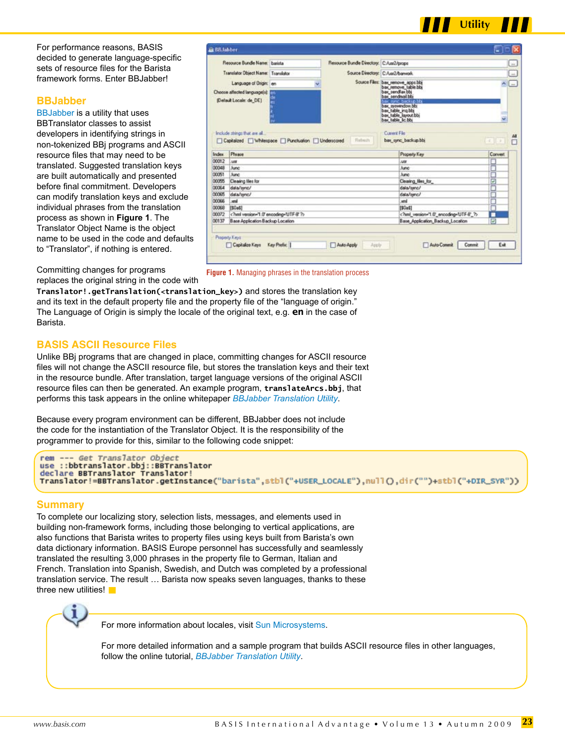For performance reasons, BASIS decided to generate language-specific sets of resource files for the Barista framework forms. Enter BBJabber!

## BBJabber

BBJabber is a utility that uses BBTranslator classes to assist developers in identifying strings in non-tokenized BBj programs and ASCII resource files that may need to be translated. Suggested translation keys are built automatically and presented before final commitment. Developers can modify translation keys and exclude individual phrases from the translation process as shown in **Figure 1**. The Translator Object Name is the object name to be used in the code and defaults to "Translator", if nothing is entered.

Figure 1. Managing phrases in the translation process

Committing changes for programs replaces the original string in the code with **`Translator!.getTranslation(<translation_key>)`** and stores the translation key and its text in the default property file and the property file of the "language of origin." The Language of Origin is simply the locale of the original text, e.g. **en** in the case of Barista.

## BASIS ASCII Resource Files

Unlike BBj programs that are changed in place, committing changes for ASCII resource files will not change the ASCII resource file, but stores the translation keys and their text in the resource bundle. After translation, target language versions of the original ASCII resource files can then be generated. An example program, **translateArcs.bbj**, that performs this task appears in the online whitepaper *BBJabber Translation Utility*.

Because every program environment can be different, BBJabber does not include the code for the instantiation of the Translator Object. It is the responsibility of the programmer to provide for this, similar to the following code snippet:

```
rem --- Get Translator Object
use ::bbtranslator.bbj::BBTranslator
declare BBTranslator Translator!
Translator!=BBTranslator.getInstance("barista",stbl("+USER_LOCALE"),null(),dir("")+stbl("+DIR_SYR"))
```

## Summary

To complete our localizing story, selection lists, messages, and elements used in building non-framework forms, including those belonging to vertical applications, are also functions that Barista writes to property files using keys built from Barista's own data dictionary information. BASIS Europe personnel has successfully and seamlessly translated the resulting 3,000 phrases in the property file to German, Italian and French. Translation into Spanish, Swedish, and Dutch was completed by a professional translation service. The result … Barista now speaks seven languages, thanks to these three new utilities!

For more information about locales, visit Sun Microsystems.

For more detailed information and a sample program that builds ASCII resource files in other languages, follow the online tutorial, *BBJabber Translation Utility*.